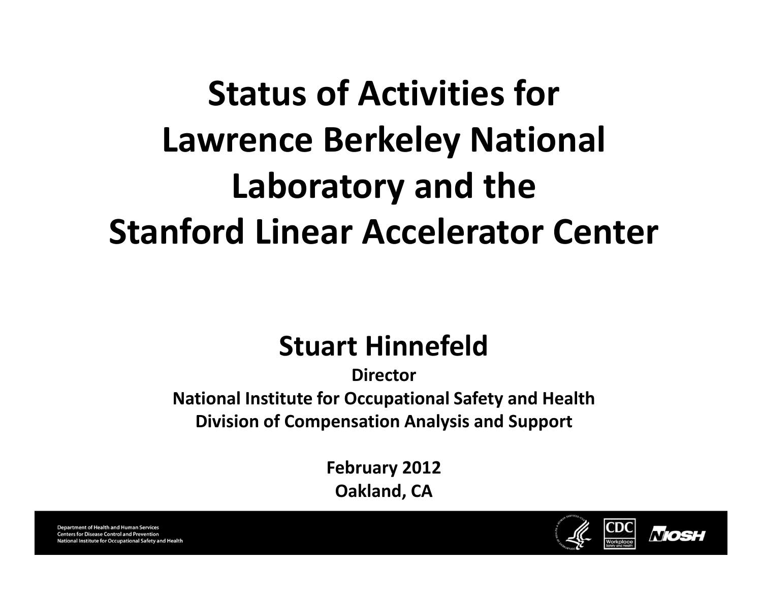# Status of Activities for Lawrence Berkeley National Laboratory and the Stanford Linear Accelerator Center

## Stuart Hinnefeld

**Director**

**National Institute for Occupational Safety and Health**

**Division of Compensation Analysis and Support**

**February 2012**

**Oakland, CA**

Department of Health and Human Services
Centers for Disease Control and Prevention
National Institute for Occupational Safety and Health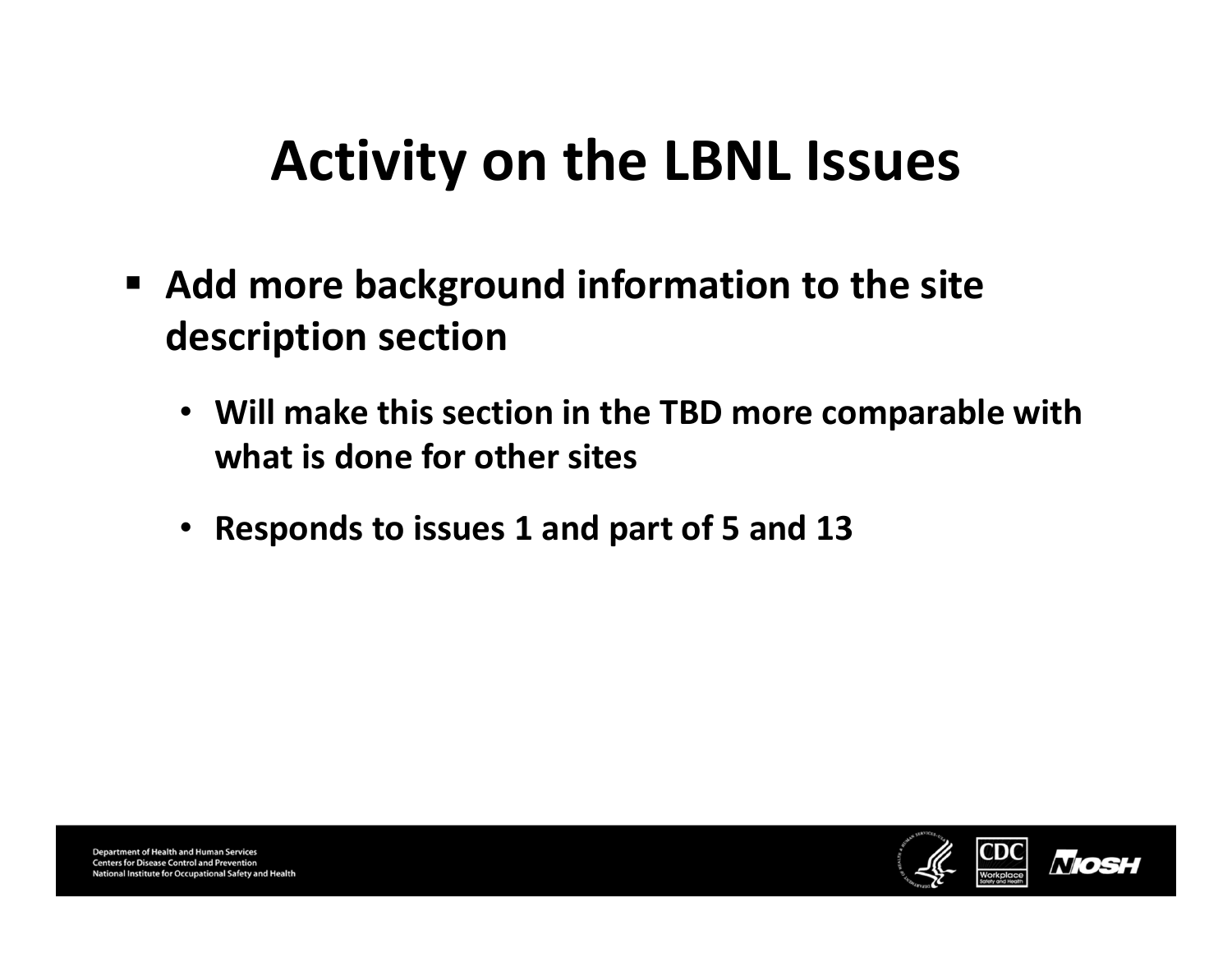# Activity on the LBNL Issues

- **Add more background information to the site description section**
  - **Will make this section in the TBD more comparable with what is done for other sites**
  - **Responds to issues 1 and part of 5 and 13**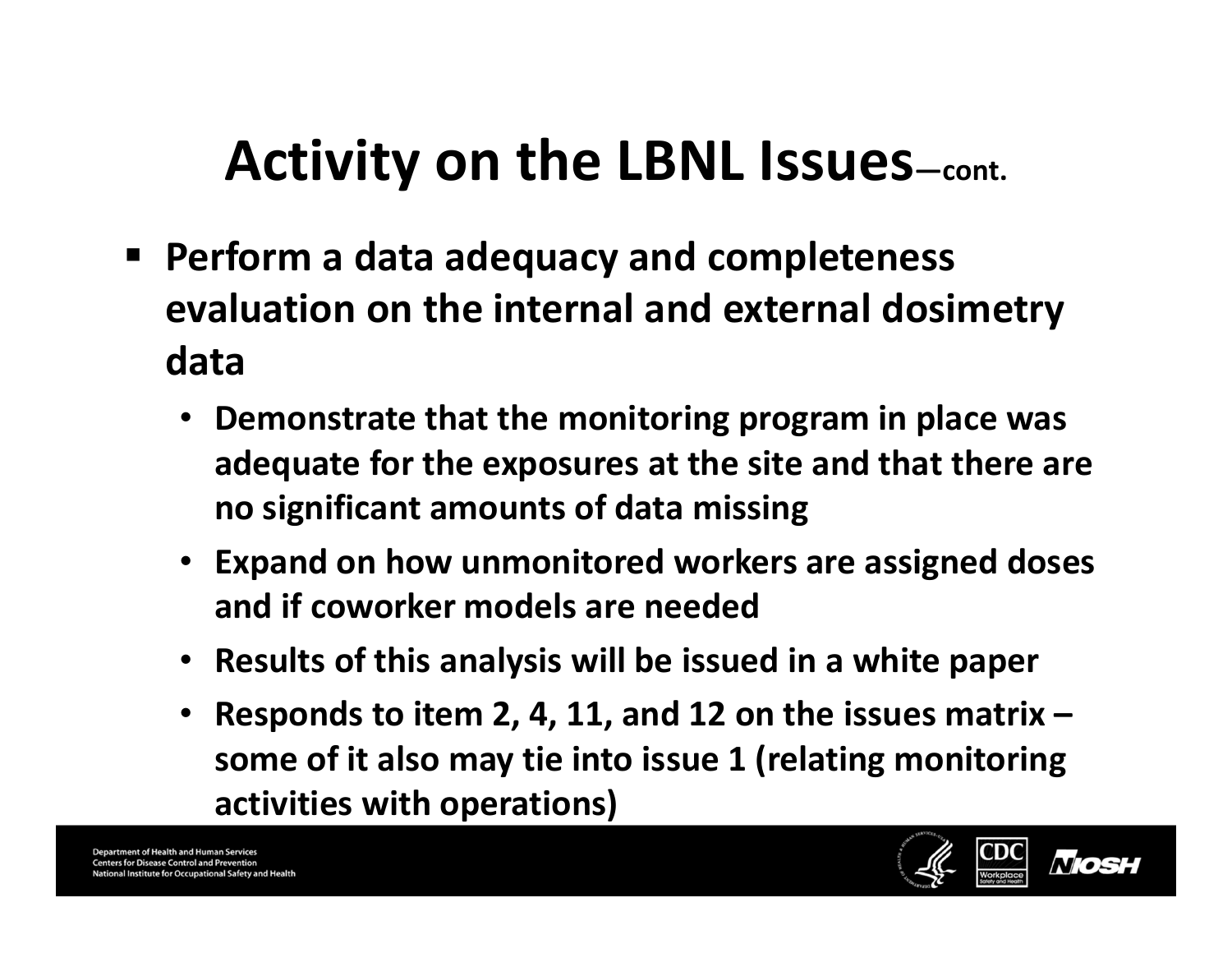# Activity on the LBNL Issues—cont.

- **Perform a data adequacy and completeness evaluation on the internal and external dosimetry data**
  - **Demonstrate that the monitoring program in place was adequate for the exposures at the site and that there are no significant amounts of data missing**
  - **Expand on how unmonitored workers are assigned doses and if coworker models are needed**
  - **Results of this analysis will be issued in a white paper**
  - **Responds to item 2, 4, 11, and 12 on the issues matrix – some of it also may tie into issue 1 (relating monitoring activities with operations)**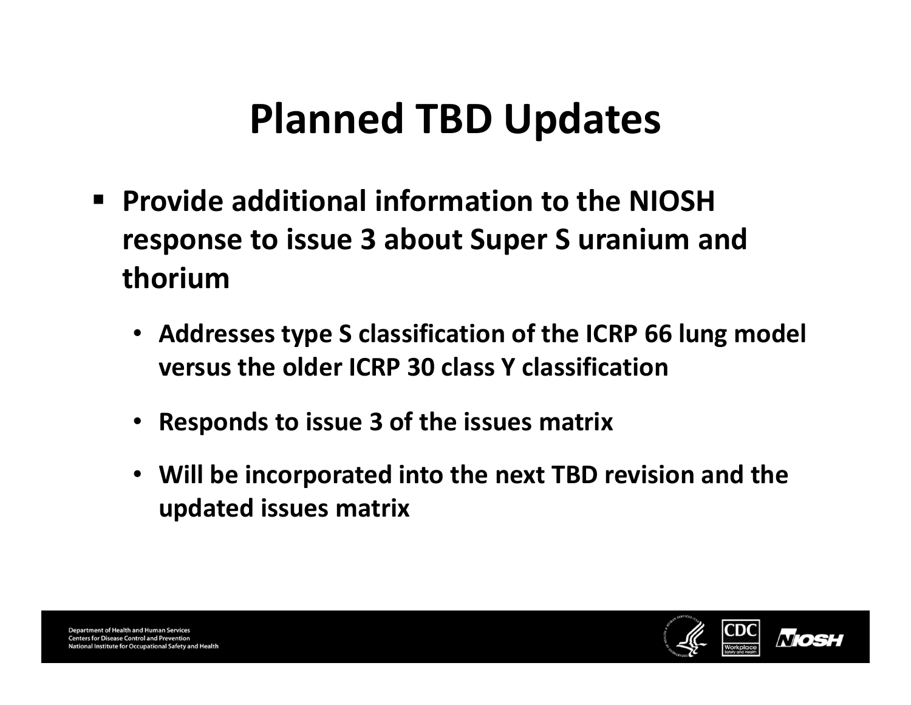# Planned TBD Updates

- Provide additional information to the NIOSH response to issue 3 about Super S uranium and thorium
  - Addresses type S classification of the ICRP 66 lung model versus the older ICRP 30 class Y classification
  - Responds to issue 3 of the issues matrix
  - Will be incorporated into the next TBD revision and the updated issues matrix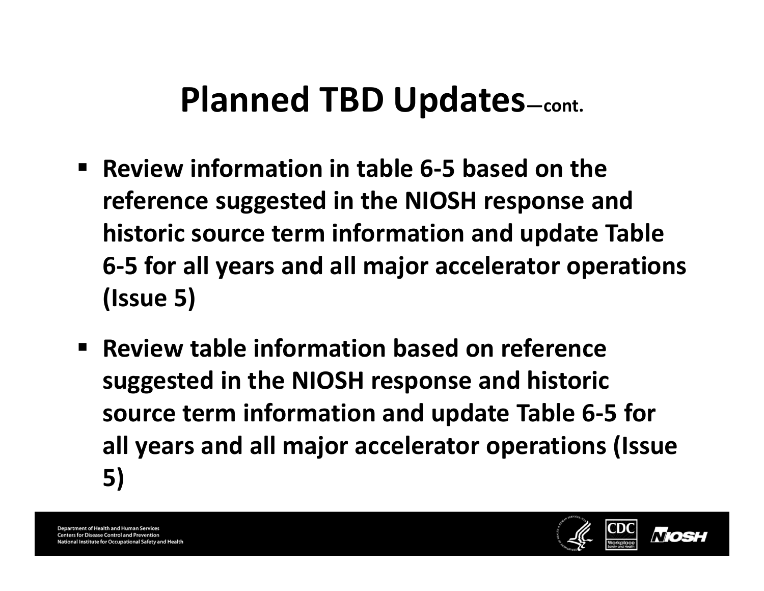# Planned TBD Updates—cont.

- Review information in table 6-5 based on the reference suggested in the NIOSH response and historic source term information and update Table 6-5 for all years and all major accelerator operations (Issue 5)
- Review table information based on reference suggested in the NIOSH response and historic source term information and update Table 6-5 for all years and all major accelerator operations (Issue 5)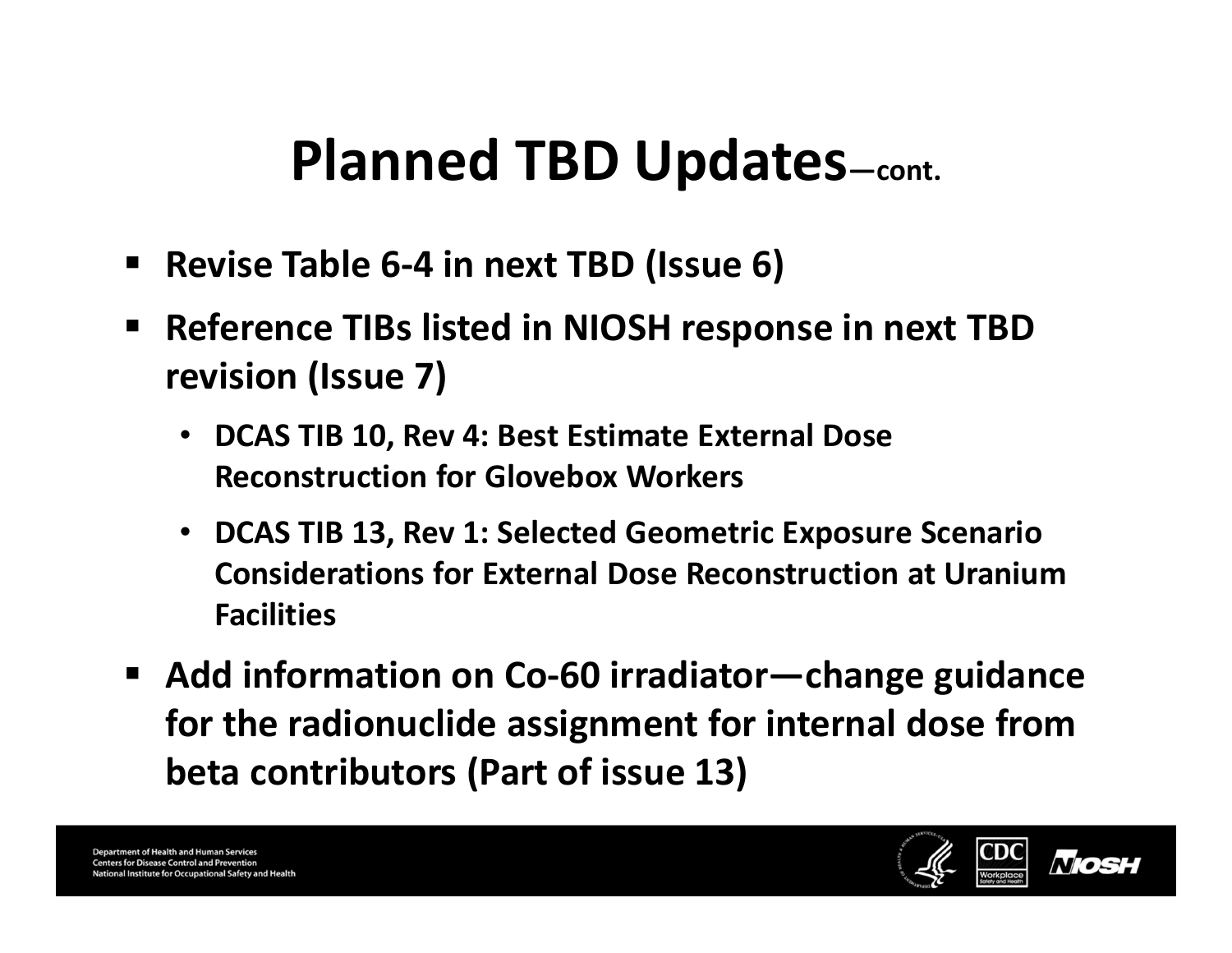# Planned TBD Updates—cont.

- Revise Table 6-4 in next TBD (Issue 6)
- Reference TIBs listed in NIOSH response in next TBD revision (Issue 7)
  - DCAS TIB 10, Rev 4: Best Estimate External Dose Reconstruction for Glovebox Workers
  - DCAS TIB 13, Rev 1: Selected Geometric Exposure Scenario Considerations for External Dose Reconstruction at Uranium Facilities
- Add information on Co-60 irradiator—change guidance for the radionuclide assignment for internal dose from beta contributors (Part of issue 13)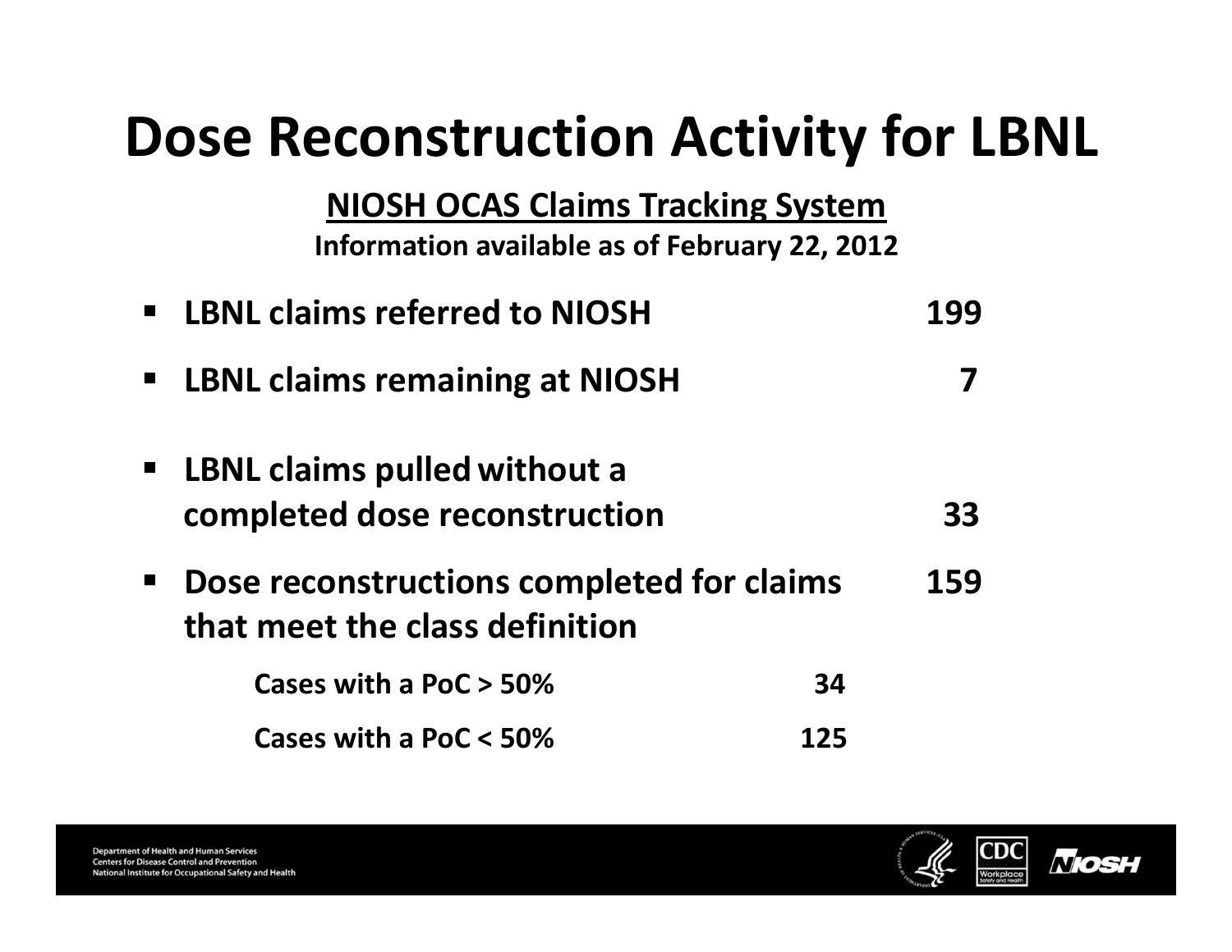# Dose Reconstruction Activity for LBNL

**NIOSH OCAS Claims Tracking System**

**Information available as of February 22, 2012**

| | | |
|---|---|---|
| ▪ LBNL claims referred to NIOSH | | 199 |
| ▪ LBNL claims remaining at NIOSH | | 7 |
| ▪ LBNL claims pulled without a completed dose reconstruction | | 33 |
| ▪ Dose reconstructions completed for claims that meet the class definition | | 159 |
| Cases with a PoC > 50% | 34 | |
| Cases with a PoC < 50% | 125 | |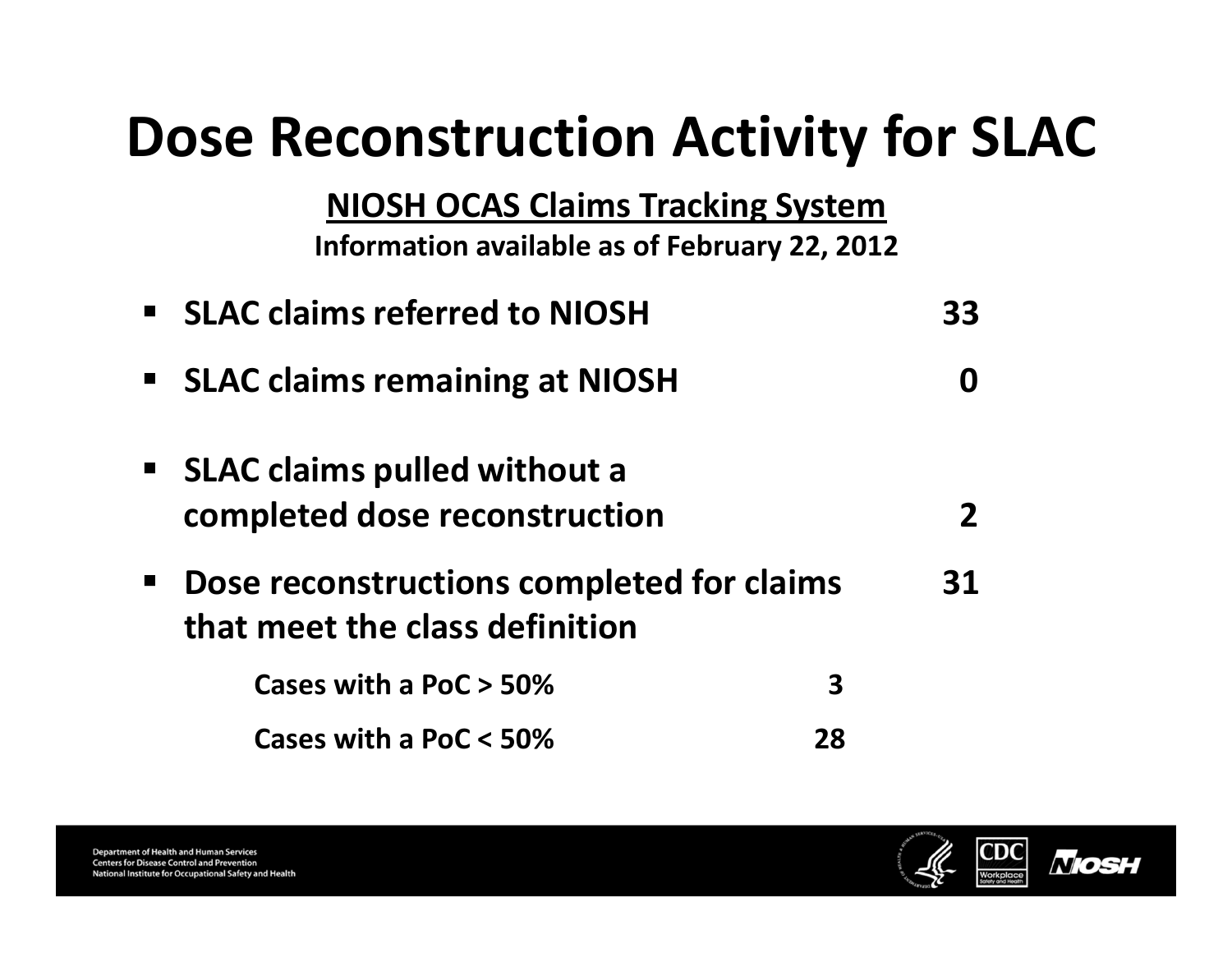# Dose Reconstruction Activity for SLAC

**NIOSH OCAS Claims Tracking System**

**Information available as of February 22, 2012**

| | | |
|---|---|---|
| **SLAC claims referred to NIOSH** | | **33** |
| **SLAC claims remaining at NIOSH** | | **0** |
| **SLAC claims pulled without a completed dose reconstruction** | | **2** |
| **Dose reconstructions completed for claims that meet the class definition** | | **31** |
| **Cases with a PoC > 50%** | **3** | |
| **Cases with a PoC < 50%** | **28** | |